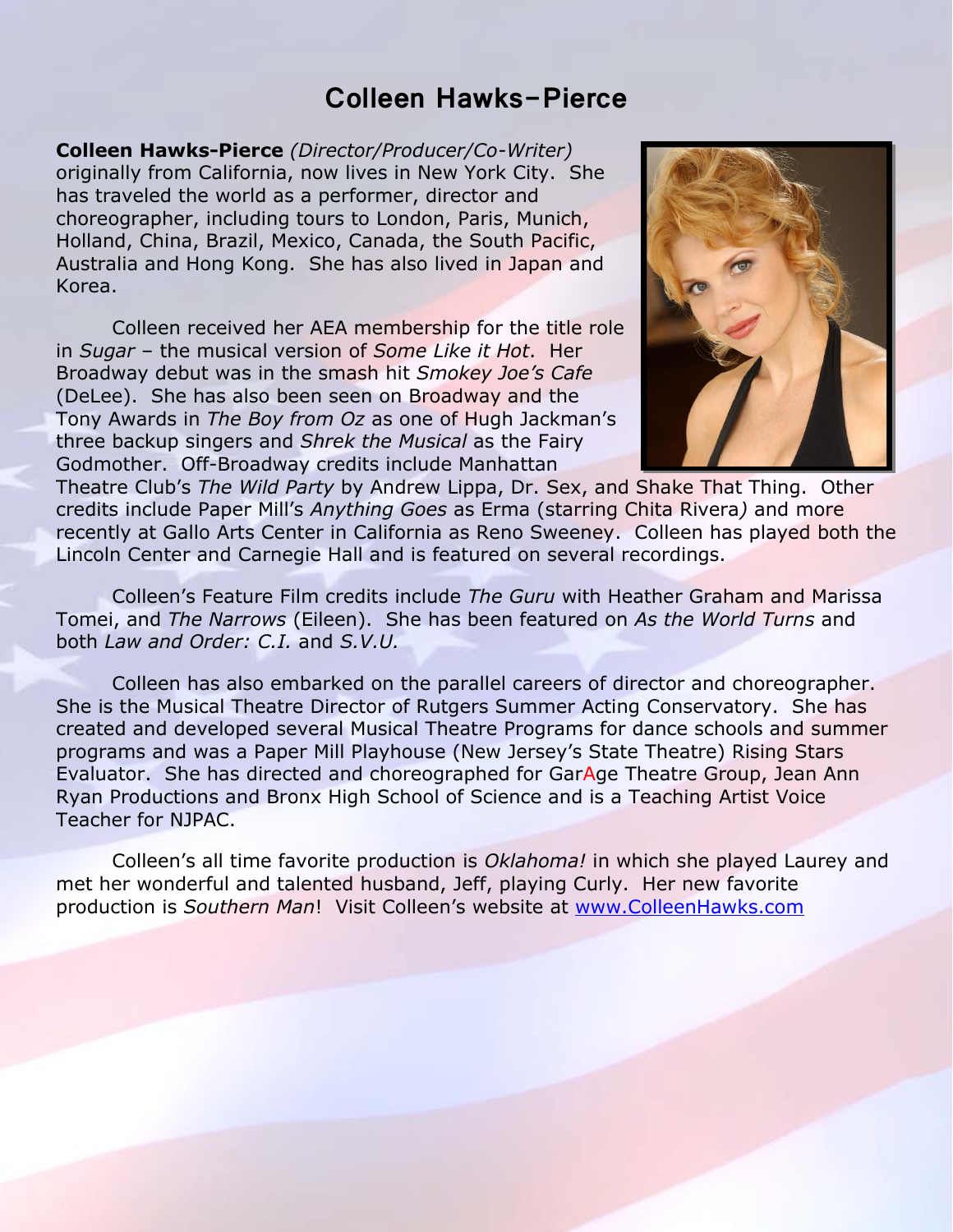# Colleen Hawks-Pierce

**Colleen Hawks-Pierce** *(Director/Producer/Co-Writer)* originally from California, now lives in New York City. She has traveled the world as a performer, director and choreographer, including tours to London, Paris, Munich, Holland, China, Brazil, Mexico, Canada, the South Pacific, Australia and Hong Kong. She has also lived in Japan and Korea.

Colleen received her AEA membership for the title role in *Sugar* – the musical version of *Some Like it Hot*. Her Broadway debut was in the smash hit *Smokey Joe's Cafe* (DeLee). She has also been seen on Broadway and the Tony Awards in *The Boy from Oz* as one of Hugh Jackman's three backup singers and *Shrek the Musical* as the Fairy Godmother. Off-Broadway credits include Manhattan Theatre Club's *The Wild Party* by Andrew Lippa, Dr. Sex, and Shake That Thing. Other credits include Paper Mill's *Anything Goes* as Erma (starring Chita Rivera) and more recently at Gallo Arts Center in California as Reno Sweeney. Colleen has played both the Lincoln Center and Carnegie Hall and is featured on several recordings.

Colleen's Feature Film credits include *The Guru* with Heather Graham and Marissa Tomei, and *The Narrows* (Eileen). She has been featured on *As the World Turns* and both *Law and Order: C.I.* and *S.V.U.*

Colleen has also embarked on the parallel careers of director and choreographer. She is the Musical Theatre Director of Rutgers Summer Acting Conservatory. She has created and developed several Musical Theatre Programs for dance schools and summer programs and was a Paper Mill Playhouse (New Jersey's State Theatre) Rising Stars Evaluator. She has directed and choreographed for GarAge Theatre Group, Jean Ann Ryan Productions and Bronx High School of Science and is a Teaching Artist Voice Teacher for NJPAC.

Colleen's all time favorite production is *Oklahoma!* in which she played Laurey and met her wonderful and talented husband, Jeff, playing Curly. Her new favorite production is *Southern Man*! Visit Colleen's website at [www.ColleenHawks.com](http://www.ColleenHawks.com)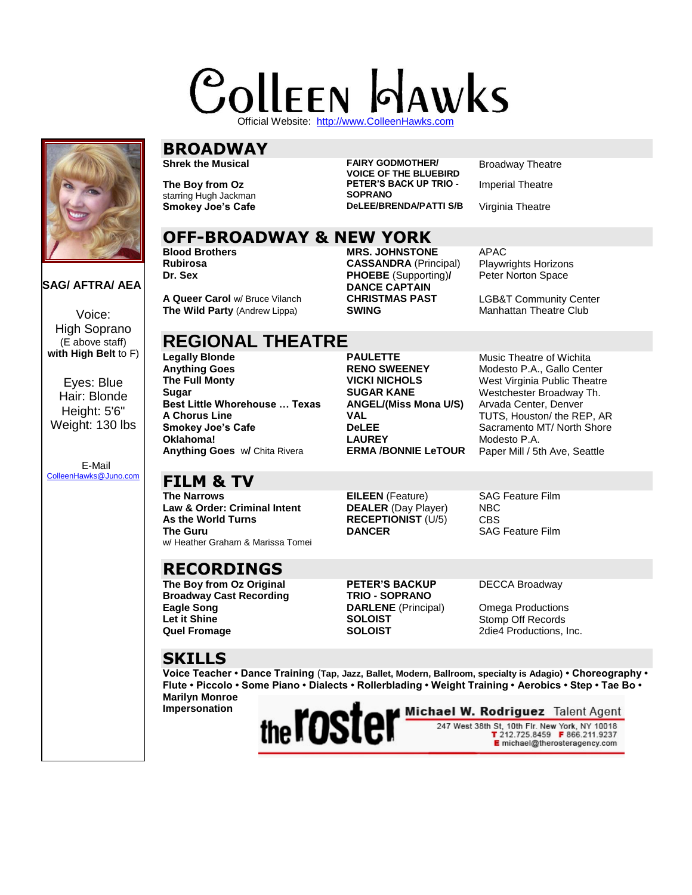# Colleen Hawks

Official Website: http://www.ColleenHawks.com

**SAG/ AFTRA/ AEA**

Voice:
High Soprano
(E above staff)
**with High Belt** to F)

Eyes: Blue
Hair: Blonde
Height: 5'6"
Weight: 130 lbs

E-Mail
ColleenHawks@Juno.com

## BROADWAY

| | | |
|---|---|---|
| **Shrek the Musical** | **FAIRY GODMOTHER/ VOICE OF THE BLUEBIRD** | Broadway Theatre |
| **The Boy from Oz** starring Hugh Jackman | **PETER'S BACK UP TRIO - SOPRANO** | Imperial Theatre |
| **Smokey Joe's Cafe** | **DeLEE/BRENDA/PATTI S/B** | Virginia Theatre |

## OFF-BROADWAY & NEW YORK

| | | |
|---|---|---|
| **Blood Brothers** | **MRS. JOHNSTONE** | APAC |
| **Rubirosa** | **CASSANDRA** (Principal) | Playwrights Horizons |
| **Dr. Sex** | **PHOEBE** (Supporting)/ **DANCE CAPTAIN** | Peter Norton Space |
| **A Queer Carol** w/ Bruce Vilanch | **CHRISTMAS PAST** | LGB&T Community Center |
| **The Wild Party** (Andrew Lippa) | **SWING** | Manhattan Theatre Club |

## REGIONAL THEATRE

| | | |
|---|---|---|
| **Legally Blonde** | **PAULETTE** | Music Theatre of Wichita |
| **Anything Goes** | **RENO SWEENEY** | Modesto P.A., Gallo Center |
| **The Full Monty** | **VICKI NICHOLS** | West Virginia Public Theatre |
| **Sugar** | **SUGAR KANE** | Westchester Broadway Th. |
| **Best Little Whorehouse … Texas** | **ANGEL/(Miss Mona U/S)** | Arvada Center, Denver |
| **A Chorus Line** | **VAL** | TUTS, Houston/ the REP, AR |
| **Smokey Joe's Cafe** | **DeLEE** | Sacramento MT/ North Shore |
| **Oklahoma!** | **LAUREY** | Modesto P.A. |
| **Anything Goes** w/ Chita Rivera | **ERMA /BONNIE LeTOUR** | Paper Mill / 5th Ave, Seattle |

## FILM & TV

| | | |
|---|---|---|
| **The Narrows** | **EILEEN** (Feature) | SAG Feature Film |
| **Law & Order: Criminal Intent** | **DEALER** (Day Player) | NBC |
| **As the World Turns** | **RECEPTIONIST** (U/5) | CBS |
| **The Guru** w/ Heather Graham & Marissa Tomei | **DANCER** | SAG Feature Film |

## RECORDINGS

| | | |
|---|---|---|
| **The Boy from Oz Original Broadway Cast Recording** | **PETER'S BACKUP TRIO - SOPRANO** | DECCA Broadway |
| **Eagle Song** | **DARLENE** (Principal) | Omega Productions |
| **Let it Shine** | **SOLOIST** | Stomp Off Records |
| **Quel Fromage** | **SOLOIST** | 2die4 Productions, Inc. |

## SKILLS

**Voice Teacher • Dance Training** (**Tap, Jazz, Ballet, Modern, Ballroom, specialty is Adagio)** • **Choreography • Flute • Piccolo • Some Piano • Dialects • Rollerblading • Weight Training • Aerobics • Step • Tae Bo • Marilyn Monroe Impersonation**

the roster **Michael W. Rodriguez** Talent Agent
247 West 38th St, 10th Flr. New York, NY 10018
T 212.725.8459 F 866.211.9237
E michael@therosteragency.com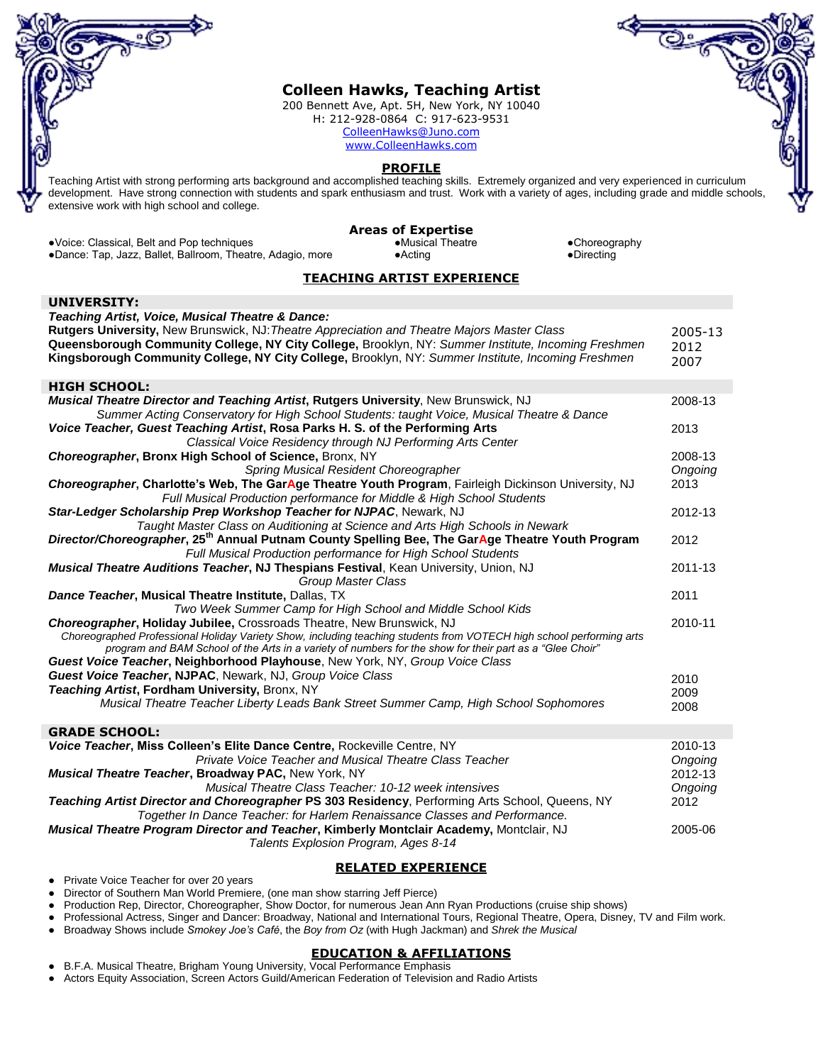# Colleen Hawks, Teaching Artist

200 Bennett Ave, Apt. 5H, New York, NY 10040
H: 212-928-0864 C: 917-623-9531
ColleenHawks@Juno.com
www.ColleenHawks.com

## PROFILE

Teaching Artist with strong performing arts background and accomplished teaching skills. Extremely organized and very experienced in curriculum development. Have strong connection with students and spark enthusiasm and trust. Work with a variety of ages, including grade and middle schools, extensive work with high school and college.

## Areas of Expertise

- Voice: Classical, Belt and Pop techniques
- Dance: Tap, Jazz, Ballet, Ballroom, Theatre, Adagio, more
- Musical Theatre
- Acting
- Choreography
- Directing

## TEACHING ARTIST EXPERIENCE

### UNIVERSITY:

***Teaching Artist, Voice, Musical Theatre & Dance:***

| | |
|---|---|
| **Rutgers University,** New Brunswick, NJ: *Theatre Appreciation and Theatre Majors Master Class* | 2005-13 |
| **Queensborough Community College, NY City College,** Brooklyn, NY: *Summer Institute, Incoming Freshmen* | 2012 |
| **Kingsborough Community College, NY City College,** Brooklyn, NY: *Summer Institute, Incoming Freshmen* | 2007 |

### HIGH SCHOOL:

| | |
|---|---|
| ***Musical Theatre Director and Teaching Artist*, Rutgers University**, New Brunswick, NJ<br>*Summer Acting Conservatory for High School Students: taught Voice, Musical Theatre & Dance* | 2008-13 |
| ***Voice Teacher, Guest Teaching Artist*, Rosa Parks H. S. of the Performing Arts**<br>*Classical Voice Residency through NJ Performing Arts Center* | 2013 |
| ***Choreographer*, Bronx High School of Science,** Bronx, NY<br>*Spring Musical Resident Choreographer* | 2008-13 *Ongoing* |
| ***Choreographer*, Charlotte's Web, The GarAge Theatre Youth Program**, Fairleigh Dickinson University, NJ<br>*Full Musical Production performance for Middle & High School Students* | 2013 |
| ***Star-Ledger Scholarship Prep Workshop Teacher for NJPAC***, Newark, NJ<br>*Taught Master Class on Auditioning at Science and Arts High Schools in Newark* | 2012-13 |
| ***Director/Choreographer*, 25th Annual Putnam County Spelling Bee, The GarAge Theatre Youth Program**<br>*Full Musical Production performance for High School Students* | 2012 |
| ***Musical Theatre Auditions Teacher*, NJ Thespians Festival**, Kean University, Union, NJ<br>*Group Master Class* | 2011-13 |
| ***Dance Teacher*, Musical Theatre Institute,** Dallas, TX<br>*Two Week Summer Camp for High School and Middle School Kids* | 2011 |
| ***Choreographer*, Holiday Jubilee,** Crossroads Theatre, New Brunswick, NJ<br>*Choreographed Professional Holiday Variety Show, including teaching students from VOTECH high school performing arts program and BAM School of the Arts in a variety of numbers for the show for their part as a "Glee Choir"* | 2010-11 |
| ***Guest Voice Teacher*, Neighborhood Playhouse**, New York, NY, *Group Voice Class* | 2010 |
| ***Guest Voice Teacher*, NJPAC**, Newark, NJ, *Group Voice Class* | 2009 |
| ***Teaching Artist*, Fordham University,** Bronx, NY<br>*Musical Theatre Teacher Liberty Leads Bank Street Summer Camp, High School Sophomores* | 2008 |

### GRADE SCHOOL:

| | |
|---|---|
| ***Voice Teacher*, Miss Colleen's Elite Dance Centre,** Rockeville Centre, NY<br>*Private Voice Teacher and Musical Theatre Class Teacher* | 2010-13 *Ongoing* |
| ***Musical Theatre Teacher*, Broadway PAC,** New York, NY<br>*Musical Theatre Class Teacher: 10-12 week intensives* | 2012-13 *Ongoing* |
| ***Teaching Artist Director and Choreographer* PS 303 Residency**, Performing Arts School, Queens, NY<br>*Together In Dance Teacher: for Harlem Renaissance Classes and Performance.* | 2012 |
| ***Musical Theatre Program Director and Teacher*, Kimberly Montclair Academy,** Montclair, NJ<br>*Talents Explosion Program, Ages 8-14* | 2005-06 |

## RELATED EXPERIENCE

- Private Voice Teacher for over 20 years
- Director of Southern Man World Premiere, (one man show starring Jeff Pierce)
- Production Rep, Director, Choreographer, Show Doctor, for numerous Jean Ann Ryan Productions (cruise ship shows)
- Professional Actress, Singer and Dancer: Broadway, National and International Tours, Regional Theatre, Opera, Disney, TV and Film work.
- Broadway Shows include *Smokey Joe's Café*, the *Boy from Oz* (with Hugh Jackman) and *Shrek the Musical*

## EDUCATION & AFFILIATIONS

- B.F.A. Musical Theatre, Brigham Young University, Vocal Performance Emphasis
- Actors Equity Association, Screen Actors Guild/American Federation of Television and Radio Artists